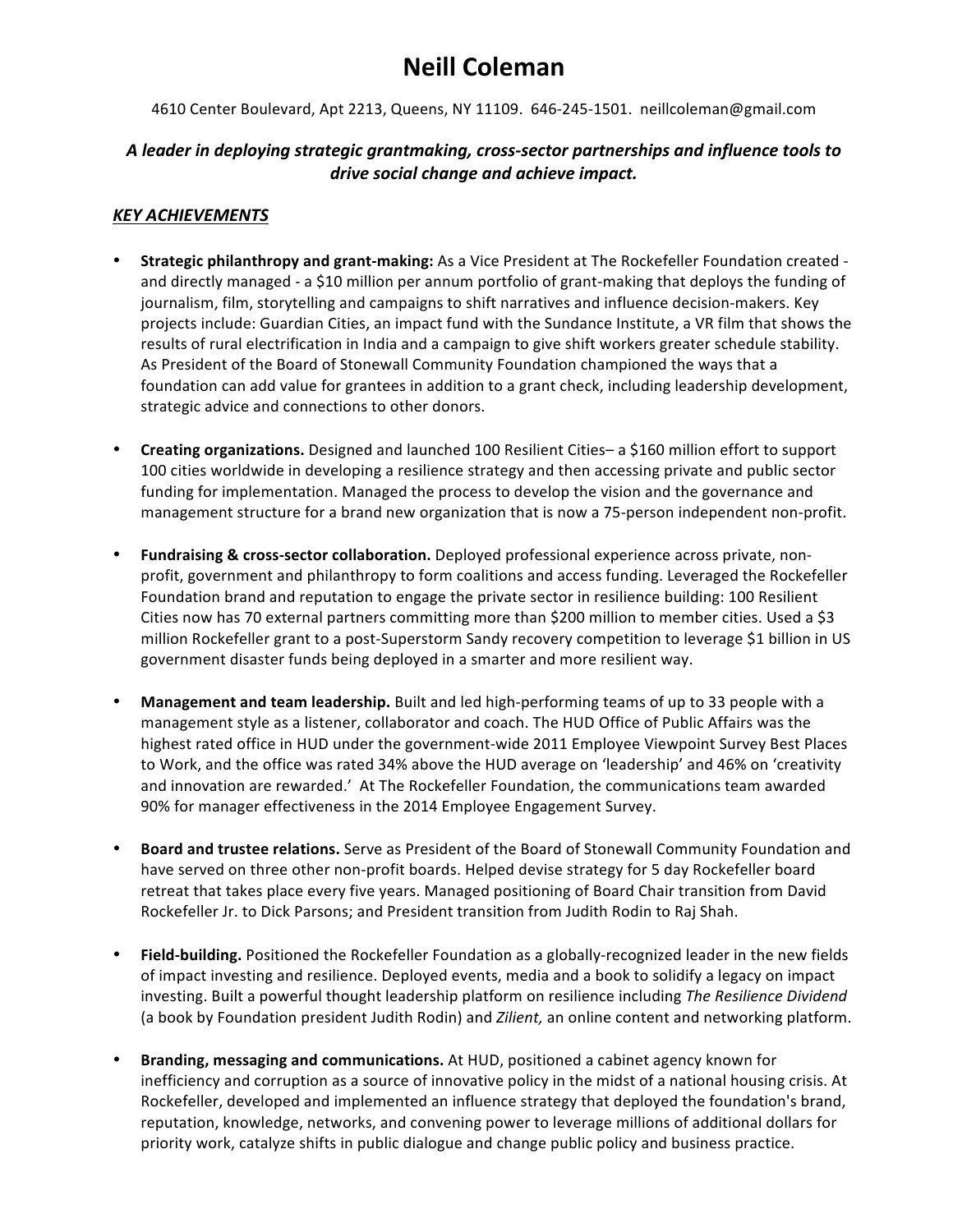# Neill Coleman

4610 Center Boulevard, Apt 2213, Queens, NY 11109. 646-245-1501. neillcoleman@gmail.com

***A leader in deploying strategic grantmaking, cross-sector partnerships and influence tools to drive social change and achieve impact.***

## *KEY ACHIEVEMENTS*

- **Strategic philanthropy and grant-making:** As a Vice President at The Rockefeller Foundation created - and directly managed - a $10 million per annum portfolio of grant-making that deploys the funding of journalism, film, storytelling and campaigns to shift narratives and influence decision-makers. Key projects include: Guardian Cities, an impact fund with the Sundance Institute, a VR film that shows the results of rural electrification in India and a campaign to give shift workers greater schedule stability. As President of the Board of Stonewall Community Foundation championed the ways that a foundation can add value for grantees in addition to a grant check, including leadership development, strategic advice and connections to other donors.

- **Creating organizations.** Designed and launched 100 Resilient Cities– a $160 million effort to support 100 cities worldwide in developing a resilience strategy and then accessing private and public sector funding for implementation. Managed the process to develop the vision and the governance and management structure for a brand new organization that is now a 75-person independent non-profit.

- **Fundraising & cross-sector collaboration.** Deployed professional experience across private, non-profit, government and philanthropy to form coalitions and access funding. Leveraged the Rockefeller Foundation brand and reputation to engage the private sector in resilience building: 100 Resilient Cities now has 70 external partners committing more than $200 million to member cities. Used a $3 million Rockefeller grant to a post-Superstorm Sandy recovery competition to leverage $1 billion in US government disaster funds being deployed in a smarter and more resilient way.

- **Management and team leadership.** Built and led high-performing teams of up to 33 people with a management style as a listener, collaborator and coach. The HUD Office of Public Affairs was the highest rated office in HUD under the government-wide 2011 Employee Viewpoint Survey Best Places to Work, and the office was rated 34% above the HUD average on 'leadership' and 46% on 'creativity and innovation are rewarded.' At The Rockefeller Foundation, the communications team awarded 90% for manager effectiveness in the 2014 Employee Engagement Survey.

- **Board and trustee relations.** Serve as President of the Board of Stonewall Community Foundation and have served on three other non-profit boards. Helped devise strategy for 5 day Rockefeller board retreat that takes place every five years. Managed positioning of Board Chair transition from David Rockefeller Jr. to Dick Parsons; and President transition from Judith Rodin to Raj Shah.

- **Field-building.** Positioned the Rockefeller Foundation as a globally-recognized leader in the new fields of impact investing and resilience. Deployed events, media and a book to solidify a legacy on impact investing. Built a powerful thought leadership platform on resilience including *The Resilience Dividend* (a book by Foundation president Judith Rodin) and *Zilient,* an online content and networking platform.

- **Branding, messaging and communications.** At HUD, positioned a cabinet agency known for inefficiency and corruption as a source of innovative policy in the midst of a national housing crisis. At Rockefeller, developed and implemented an influence strategy that deployed the foundation's brand, reputation, knowledge, networks, and convening power to leverage millions of additional dollars for priority work, catalyze shifts in public dialogue and change public policy and business practice.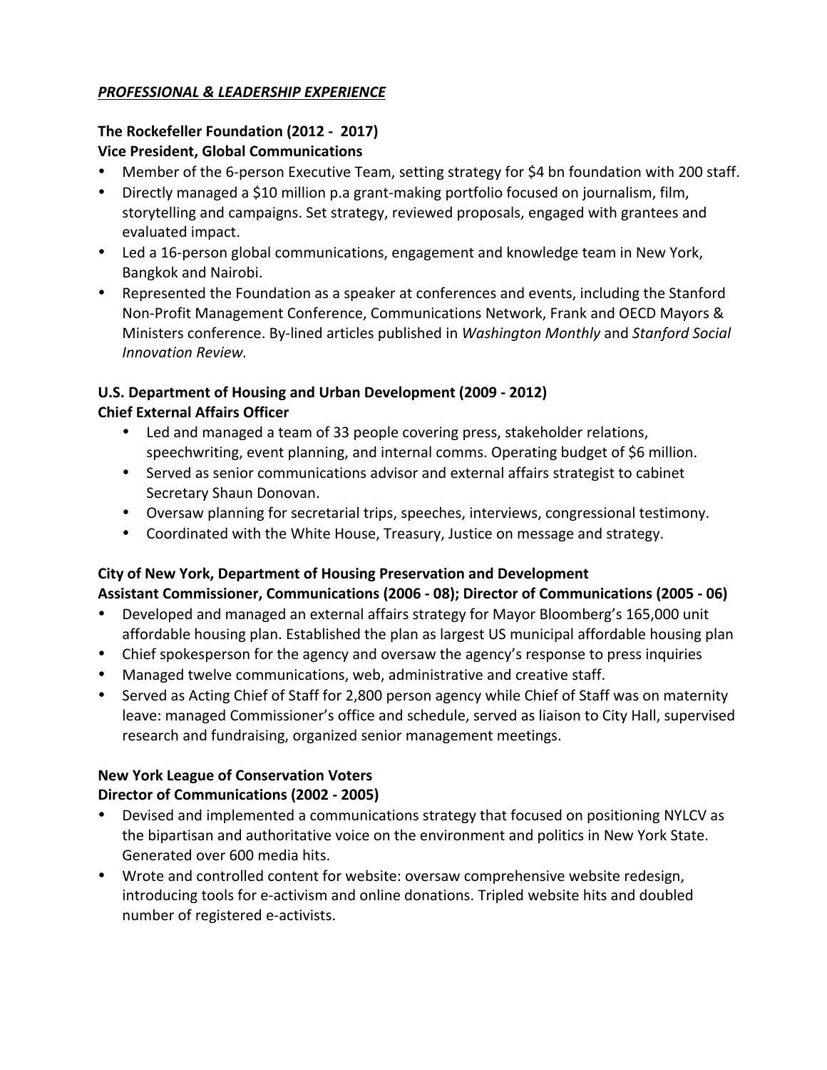***PROFESSIONAL & LEADERSHIP EXPERIENCE***

**The Rockefeller Foundation (2012 - 2017)**
**Vice President, Global Communications**

- Member of the 6-person Executive Team, setting strategy for $4 bn foundation with 200 staff.
- Directly managed a $10 million p.a grant-making portfolio focused on journalism, film, storytelling and campaigns. Set strategy, reviewed proposals, engaged with grantees and evaluated impact.
- Led a 16-person global communications, engagement and knowledge team in New York, Bangkok and Nairobi.
- Represented the Foundation as a speaker at conferences and events, including the Stanford Non-Profit Management Conference, Communications Network, Frank and OECD Mayors & Ministers conference. By-lined articles published in *Washington Monthly* and *Stanford Social Innovation Review.*

**U.S. Department of Housing and Urban Development (2009 - 2012)**
**Chief External Affairs Officer**

- Led and managed a team of 33 people covering press, stakeholder relations, speechwriting, event planning, and internal comms. Operating budget of $6 million.
- Served as senior communications advisor and external affairs strategist to cabinet Secretary Shaun Donovan.
- Oversaw planning for secretarial trips, speeches, interviews, congressional testimony.
- Coordinated with the White House, Treasury, Justice on message and strategy.

**City of New York, Department of Housing Preservation and Development**
**Assistant Commissioner, Communications (2006 - 08); Director of Communications (2005 - 06)**

- Developed and managed an external affairs strategy for Mayor Bloomberg's 165,000 unit affordable housing plan. Established the plan as largest US municipal affordable housing plan
- Chief spokesperson for the agency and oversaw the agency's response to press inquiries
- Managed twelve communications, web, administrative and creative staff.
- Served as Acting Chief of Staff for 2,800 person agency while Chief of Staff was on maternity leave: managed Commissioner's office and schedule, served as liaison to City Hall, supervised research and fundraising, organized senior management meetings.

**New York League of Conservation Voters**
**Director of Communications (2002 - 2005)**

- Devised and implemented a communications strategy that focused on positioning NYLCV as the bipartisan and authoritative voice on the environment and politics in New York State. Generated over 600 media hits.
- Wrote and controlled content for website: oversaw comprehensive website redesign, introducing tools for e-activism and online donations. Tripled website hits and doubled number of registered e-activists.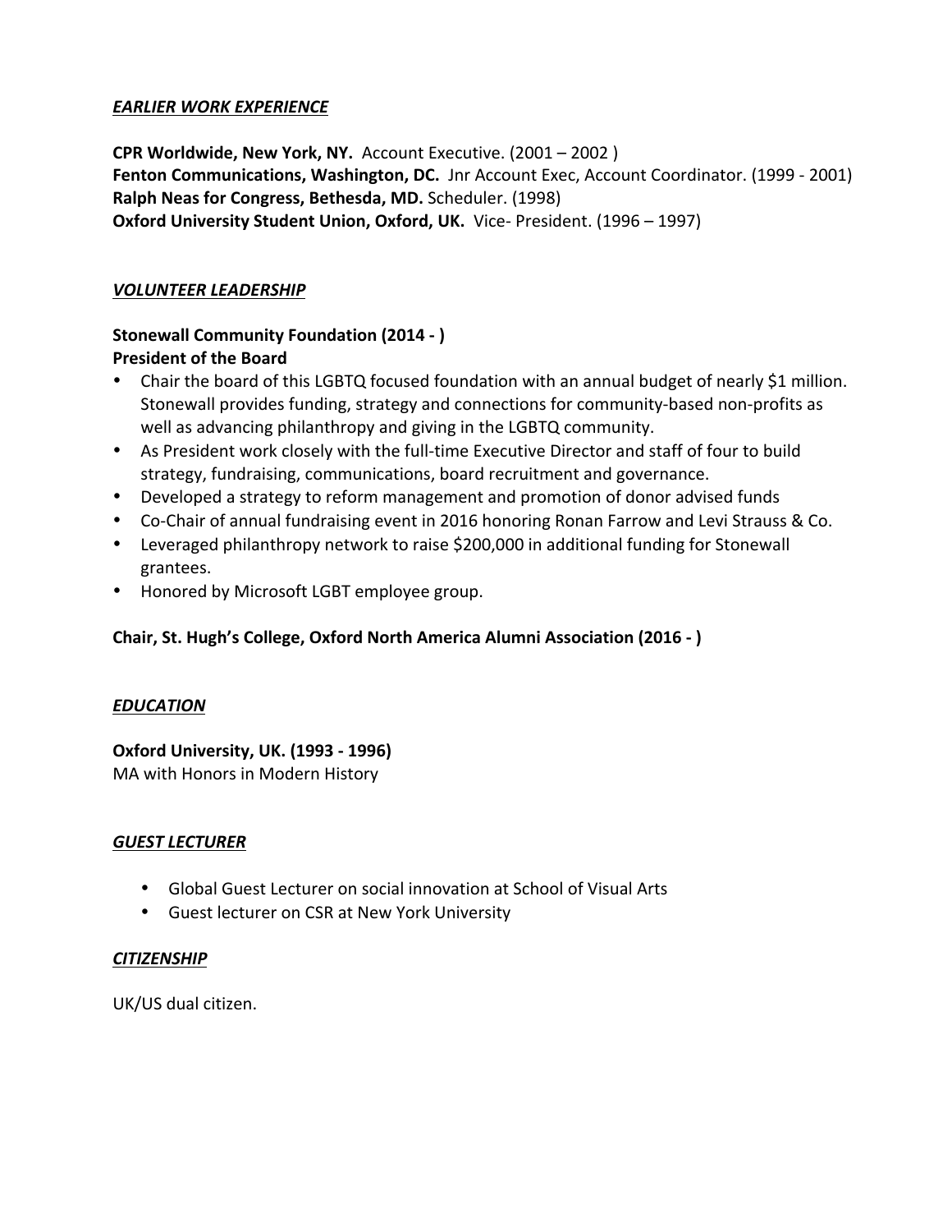***EARLIER WORK EXPERIENCE***

**CPR Worldwide, New York, NY.** Account Executive. (2001 – 2002 )
**Fenton Communications, Washington, DC.** Jnr Account Exec, Account Coordinator. (1999 - 2001)
**Ralph Neas for Congress, Bethesda, MD.** Scheduler. (1998)
**Oxford University Student Union, Oxford, UK.** Vice- President. (1996 – 1997)

***VOLUNTEER LEADERSHIP***

**Stonewall Community Foundation (2014 - )**
**President of the Board**

- Chair the board of this LGBTQ focused foundation with an annual budget of nearly $1 million. Stonewall provides funding, strategy and connections for community-based non-profits as well as advancing philanthropy and giving in the LGBTQ community.
- As President work closely with the full-time Executive Director and staff of four to build strategy, fundraising, communications, board recruitment and governance.
- Developed a strategy to reform management and promotion of donor advised funds
- Co-Chair of annual fundraising event in 2016 honoring Ronan Farrow and Levi Strauss & Co.
- Leveraged philanthropy network to raise $200,000 in additional funding for Stonewall grantees.
- Honored by Microsoft LGBT employee group.

**Chair, St. Hugh's College, Oxford North America Alumni Association (2016 - )**

***EDUCATION***

**Oxford University, UK. (1993 - 1996)**
MA with Honors in Modern History

***GUEST LECTURER***

- Global Guest Lecturer on social innovation at School of Visual Arts
- Guest lecturer on CSR at New York University

***CITIZENSHIP***

UK/US dual citizen.